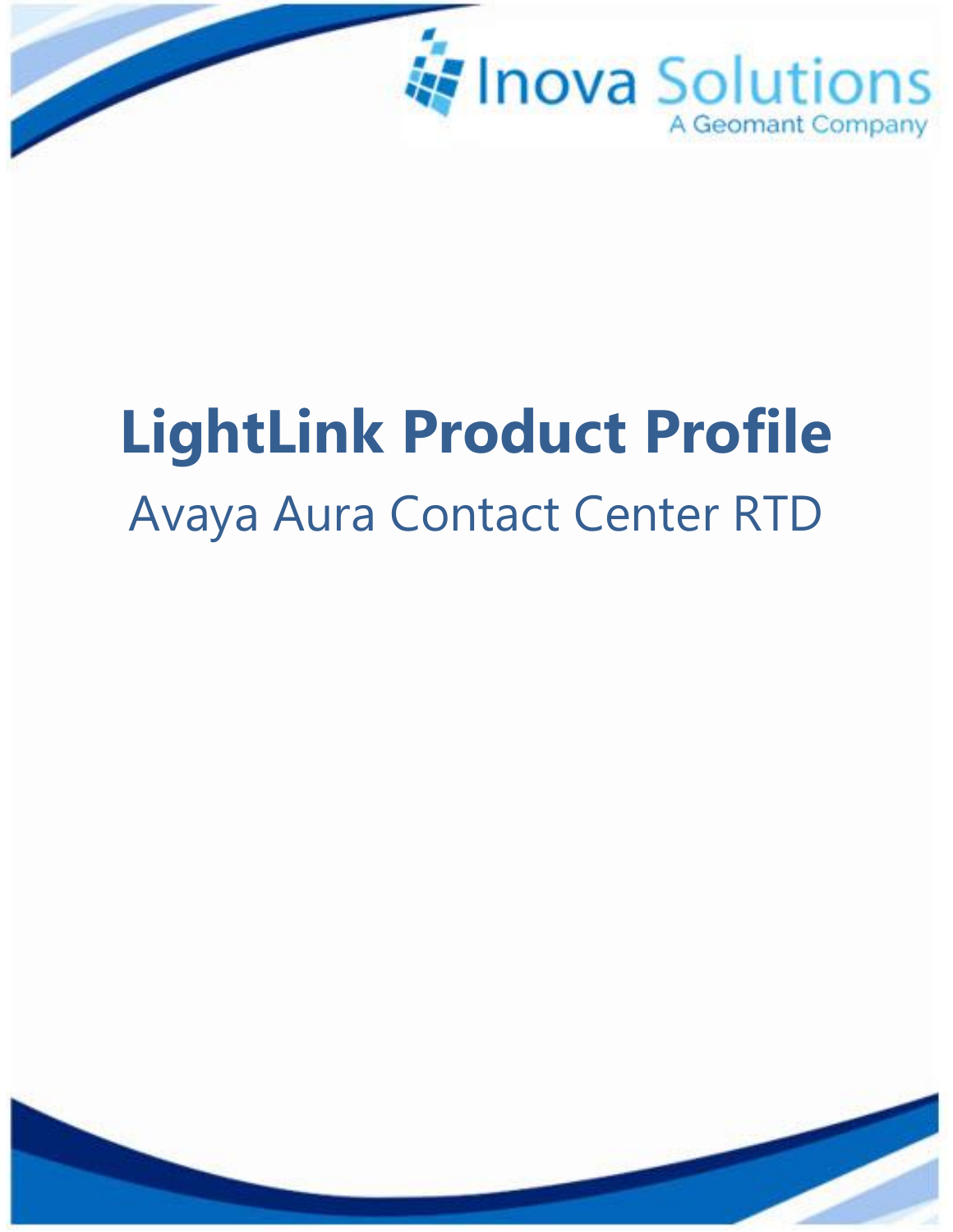Inova Solutions

A Geomant Company

# LightLink Product Profile

## Avaya Aura Contact Center RTD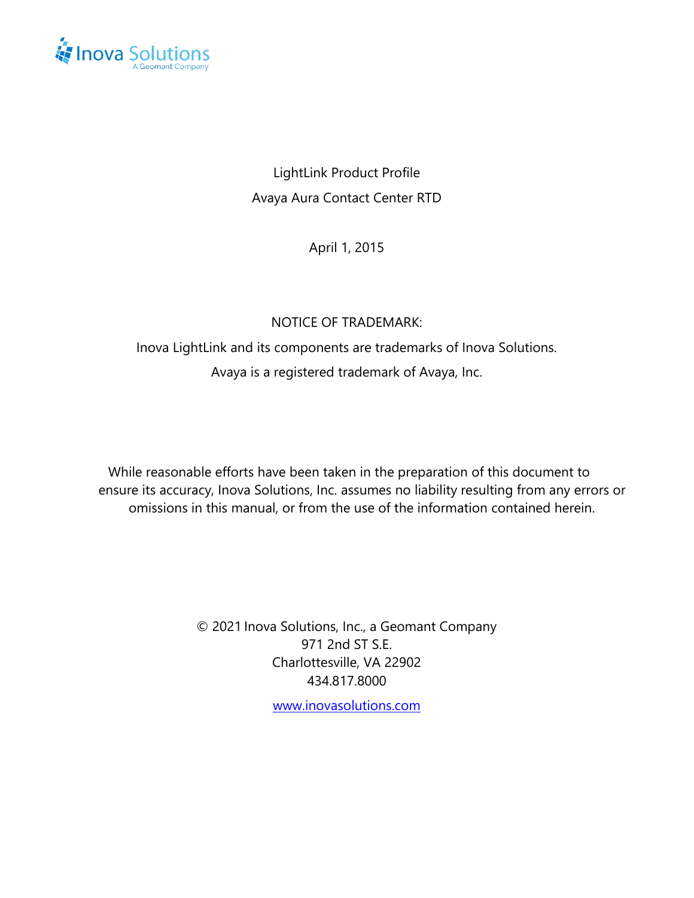LightLink Product Profile

Avaya Aura Contact Center RTD

April 1, 2015

NOTICE OF TRADEMARK:

Inova LightLink and its components are trademarks of Inova Solutions.

Avaya is a registered trademark of Avaya, Inc.

While reasonable efforts have been taken in the preparation of this document to ensure its accuracy, Inova Solutions, Inc. assumes no liability resulting from any errors or omissions in this manual, or from the use of the information contained herein.

© 2021 Inova Solutions, Inc., a Geomant Company
971 2nd ST S.E.
Charlottesville, VA 22902
434.817.8000

www.inovasolutions.com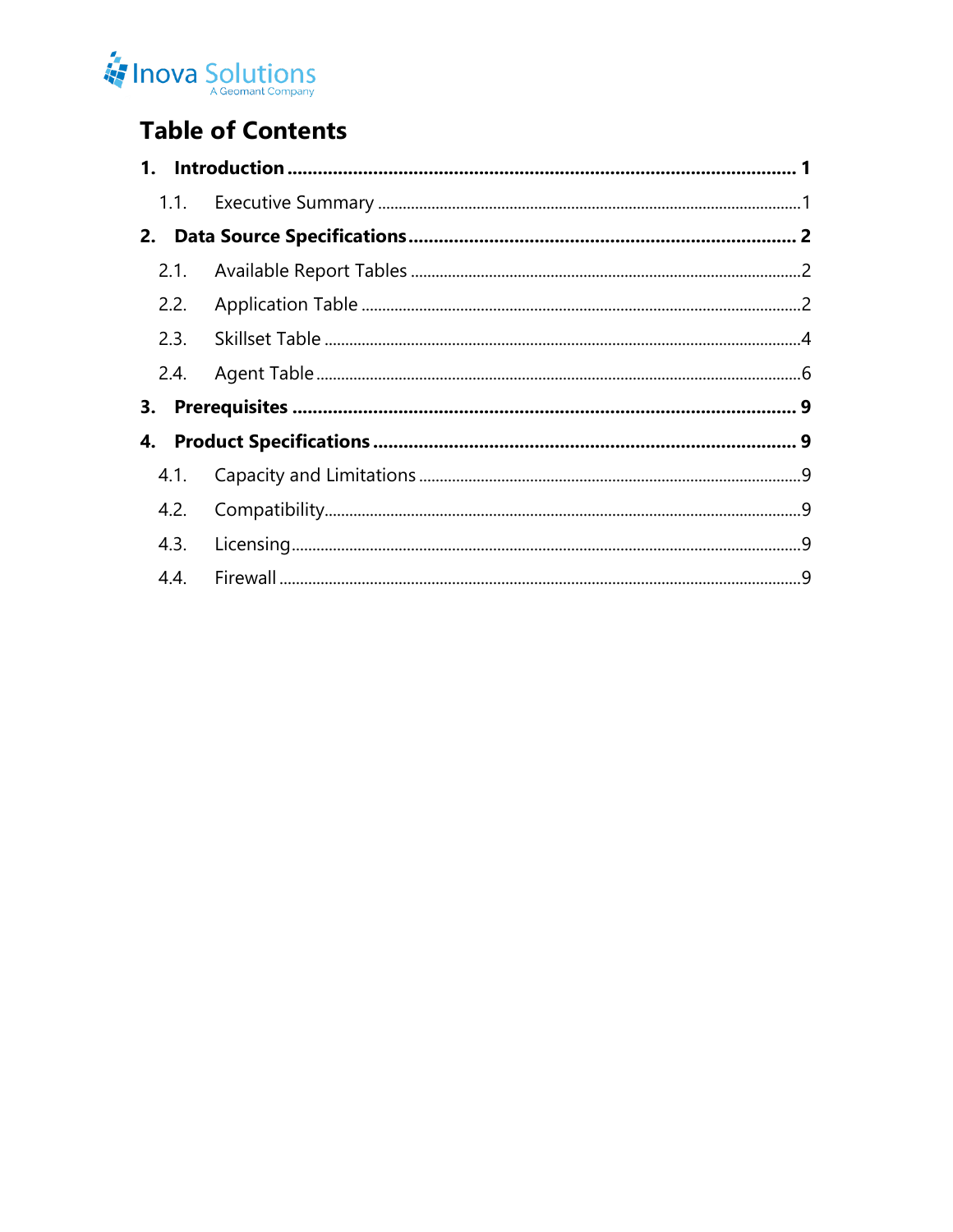# Table of Contents

1. **Introduction** ........................................................................................................ **1**
   - 1.1. Executive Summary ........................................................................................ 1
2. **Data Source Specifications** ............................................................................ **2**
   - 2.1. Available Report Tables .................................................................................. 2
   - 2.2. Application Table ............................................................................................ 2
   - 2.3. Skillset Table ................................................................................................... 4
   - 2.4. Agent Table ..................................................................................................... 6
3. **Prerequisites** ...................................................................................................... **9**
4. **Product Specifications** ..................................................................................... **9**
   - 4.1. Capacity and Limitations ................................................................................. 9
   - 4.2. Compatibility .................................................................................................... 9
   - 4.3. Licensing .......................................................................................................... 9
   - 4.4. Firewall ............................................................................................................ 9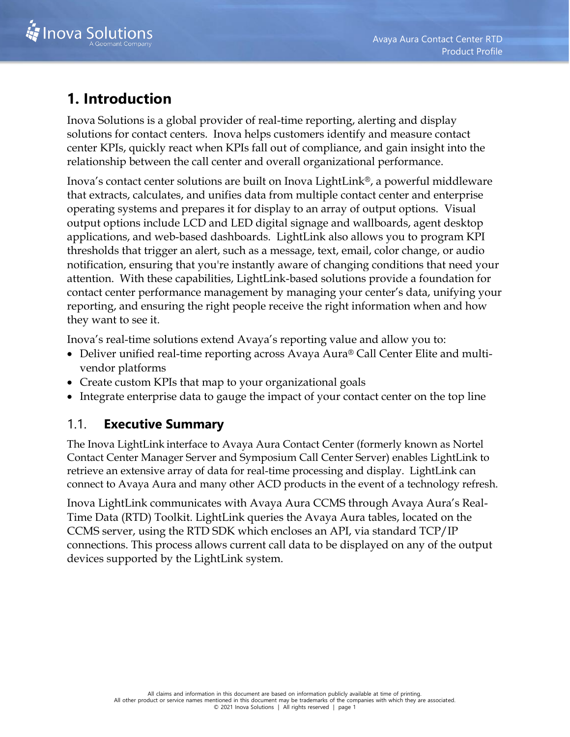# 1. Introduction

Inova Solutions is a global provider of real-time reporting, alerting and display solutions for contact centers. Inova helps customers identify and measure contact center KPIs, quickly react when KPIs fall out of compliance, and gain insight into the relationship between the call center and overall organizational performance.

Inova's contact center solutions are built on Inova LightLink®, a powerful middleware that extracts, calculates, and unifies data from multiple contact center and enterprise operating systems and prepares it for display to an array of output options. Visual output options include LCD and LED digital signage and wallboards, agent desktop applications, and web-based dashboards. LightLink also allows you to program KPI thresholds that trigger an alert, such as a message, text, email, color change, or audio notification, ensuring that you're instantly aware of changing conditions that need your attention. With these capabilities, LightLink-based solutions provide a foundation for contact center performance management by managing your center's data, unifying your reporting, and ensuring the right people receive the right information when and how they want to see it.

Inova's real-time solutions extend Avaya's reporting value and allow you to:

- Deliver unified real-time reporting across Avaya Aura® Call Center Elite and multi-vendor platforms
- Create custom KPIs that map to your organizational goals
- Integrate enterprise data to gauge the impact of your contact center on the top line

## 1.1. Executive Summary

The Inova LightLink interface to Avaya Aura Contact Center (formerly known as Nortel Contact Center Manager Server and Symposium Call Center Server) enables LightLink to retrieve an extensive array of data for real-time processing and display. LightLink can connect to Avaya Aura and many other ACD products in the event of a technology refresh.

Inova LightLink communicates with Avaya Aura CCMS through Avaya Aura's Real-Time Data (RTD) Toolkit. LightLink queries the Avaya Aura tables, located on the CCMS server, using the RTD SDK which encloses an API, via standard TCP/IP connections. This process allows current call data to be displayed on any of the output devices supported by the LightLink system.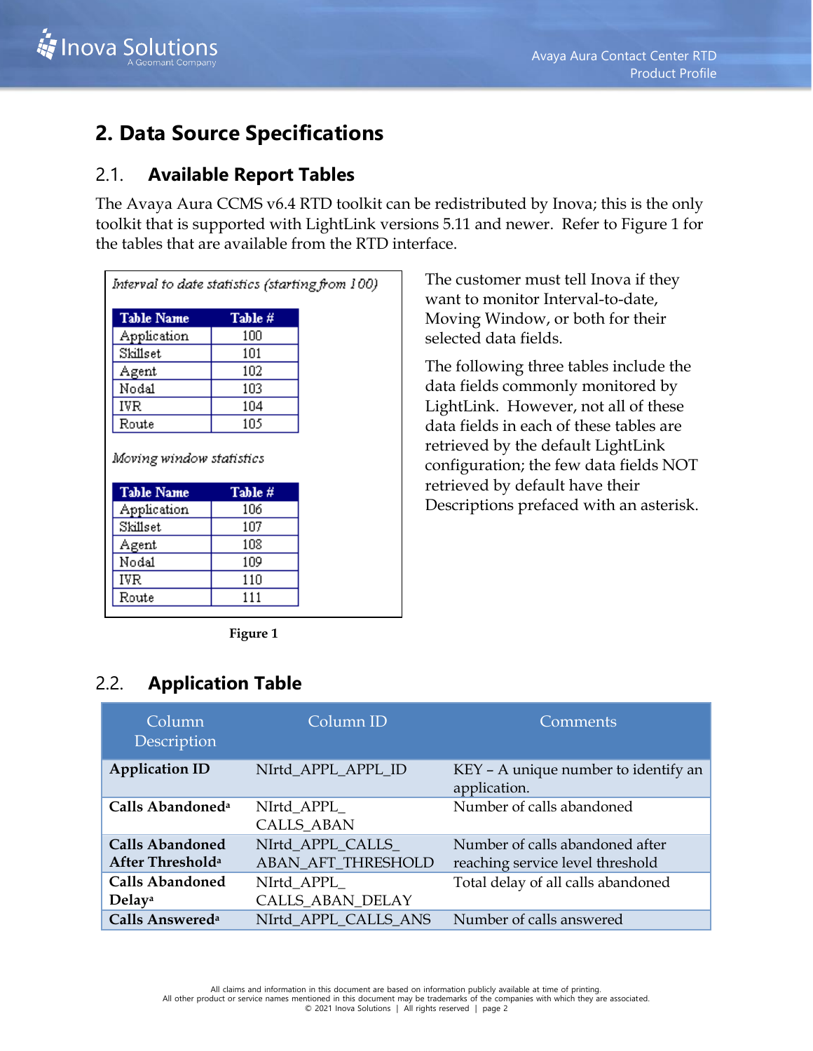# 2. Data Source Specifications

## 2.1. Available Report Tables

The Avaya Aura CCMS v6.4 RTD toolkit can be redistributed by Inova; this is the only toolkit that is supported with LightLink versions 5.11 and newer. Refer to Figure 1 for the tables that are available from the RTD interface.

*Interval to date statistics (starting from 100)*

| Table Name | Table # |
|---|---|
| Application | 100 |
| Skillset | 101 |
| Agent | 102 |
| Nodal | 103 |
| IVR | 104 |
| Route | 105 |

*Moving window statistics*

| Table Name | Table # |
|---|---|
| Application | 106 |
| Skillset | 107 |
| Agent | 108 |
| Nodal | 109 |
| IVR | 110 |
| Route | 111 |

**Figure 1**

The customer must tell Inova if they want to monitor Interval-to-date, Moving Window, or both for their selected data fields.

The following three tables include the data fields commonly monitored by LightLink. However, not all of these data fields in each of these tables are retrieved by the default LightLink configuration; the few data fields NOT retrieved by default have their Descriptions prefaced with an asterisk.

## 2.2. Application Table

| Column Description | Column ID | Comments |
|---|---|---|
| **Application ID** | NIrtd_APPL_APPL_ID | KEY – A unique number to identify an application. |
| **Calls Abandoned**[a] | NIrtd_APPL_ CALLS_ABAN | Number of calls abandoned |
| **Calls Abandoned After Threshold**[a] | NIrtd_APPL_CALLS_ ABAN_AFT_THRESHOLD | Number of calls abandoned after reaching service level threshold |
| **Calls Abandoned Delay**[a] | NIrtd_APPL_ CALLS_ABAN_DELAY | Total delay of all calls abandoned |
| **Calls Answered**[a] | NIrtd_APPL_CALLS_ANS | Number of calls answered |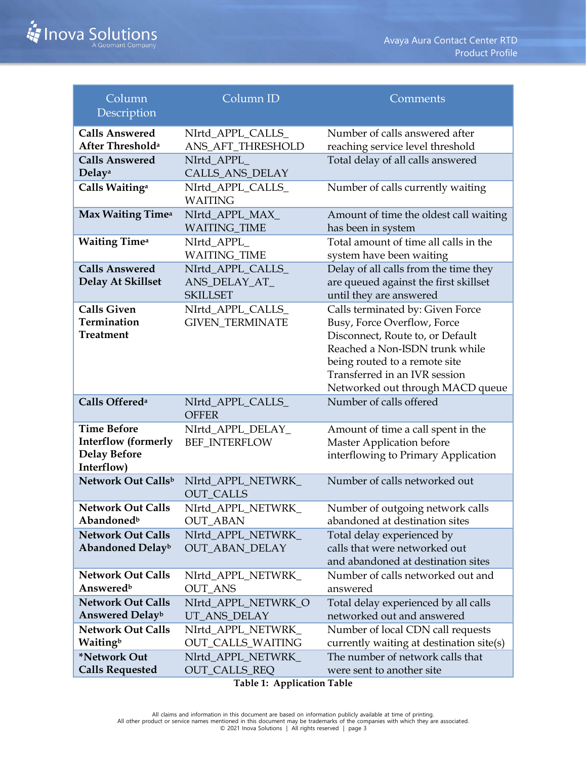| Column Description | Column ID | Comments |
| --- | --- | --- |
| **Calls Answered After Threshold**[a] | NIrtd_APPL_CALLS_ANS_AFT_THRESHOLD | Number of calls answered after reaching service level threshold |
| **Calls Answered Delay**[a] | NIrtd_APPL_CALLS_ANS_DELAY | Total delay of all calls answered |
| **Calls Waiting**[a] | NIrtd_APPL_CALLS_WAITING | Number of calls currently waiting |
| **Max Waiting Time**[a] | NIrtd_APPL_MAX_WAITING_TIME | Amount of time the oldest call waiting has been in system |
| **Waiting Time**[a] | NIrtd_APPL_WAITING_TIME | Total amount of time all calls in the system have been waiting |
| **Calls Answered Delay At Skillset** | NIrtd_APPL_CALLS_ANS_DELAY_AT_SKILLSET | Delay of all calls from the time they are queued against the first skillset until they are answered |
| **Calls Given Termination Treatment** | NIrtd_APPL_CALLS_GIVEN_TERMINATE | Calls terminated by: Given Force Busy, Force Overflow, Force Disconnect, Route to, or Default Reached a Non-ISDN trunk while being routed to a remote site Transferred in an IVR session Networked out through MACD queue |
| **Calls Offered**[a] | NIrtd_APPL_CALLS_OFFER | Number of calls offered |
| **Time Before Interflow (formerly Delay Before Interflow)** | NIrtd_APPL_DELAY_BEF_INTERFLOW | Amount of time a call spent in the Master Application before interflowing to Primary Application |
| **Network Out Calls**[b] | NIrtd_APPL_NETWRK_OUT_CALLS | Number of calls networked out |
| **Network Out Calls Abandoned**[b] | NIrtd_APPL_NETWRK_OUT_ABAN | Number of outgoing network calls abandoned at destination sites |
| **Network Out Calls Abandoned Delay**[b] | NIrtd_APPL_NETWRK_OUT_ABAN_DELAY | Total delay experienced by calls that were networked out and abandoned at destination sites |
| **Network Out Calls Answered**[b] | NIrtd_APPL_NETWRK_OUT_ANS | Number of calls networked out and answered |
| **Network Out Calls Answered Delay**[b] | NIrtd_APPL_NETWRK_OUT_ANS_DELAY | Total delay experienced by all calls networked out and answered |
| **Network Out Calls Waiting**[b] | NIrtd_APPL_NETWRK_OUT_CALLS_WAITING | Number of local CDN call requests currently waiting at destination site(s) |
| ***Network Out Calls Requested** | Nlrtd_APPL_NETWRK_OUT_CALLS_REQ | The number of network calls that were sent to another site |

**Table 1: Application Table**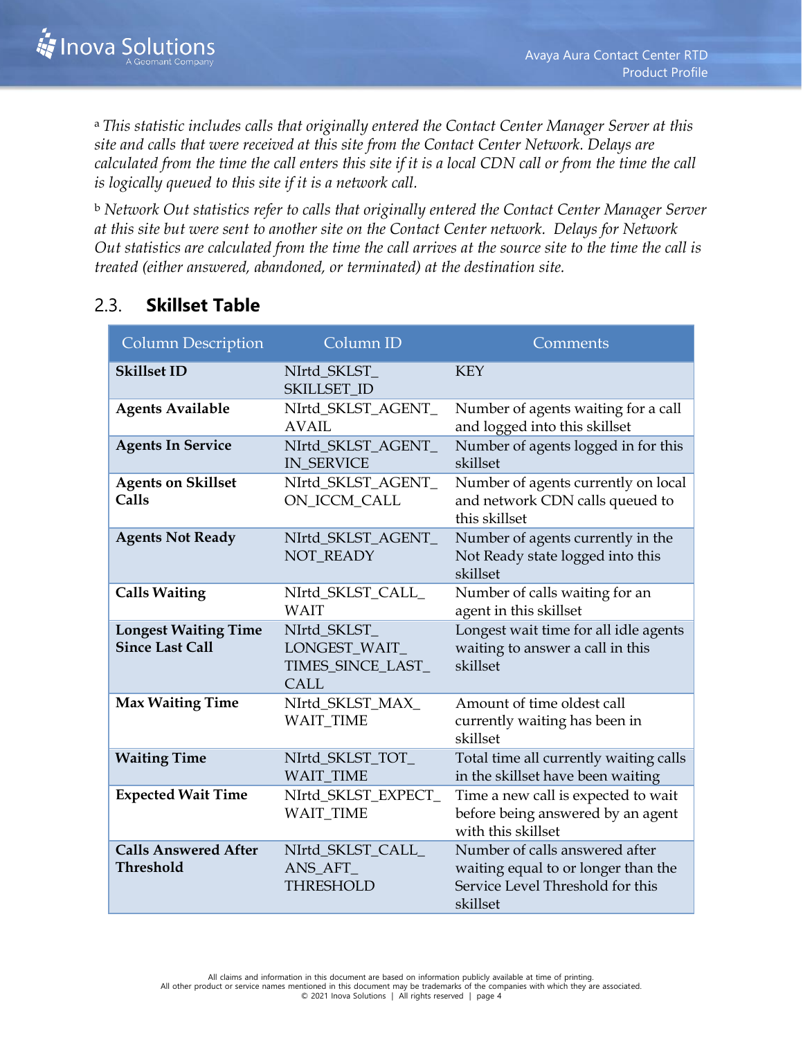[a] *This statistic includes calls that originally entered the Contact Center Manager Server at this site and calls that were received at this site from the Contact Center Network. Delays are calculated from the time the call enters this site if it is a local CDN call or from the time the call is logically queued to this site if it is a network call.*

[b] *Network Out statistics refer to calls that originally entered the Contact Center Manager Server at this site but were sent to another site on the Contact Center network. Delays for Network Out statistics are calculated from the time the call arrives at the source site to the time the call is treated (either answered, abandoned, or terminated) at the destination site.*

## 2.3. Skillset Table

| Column Description | Column ID | Comments |
|---|---|---|
| **Skillset ID** | NIrtd_SKLST_SKILLSET_ID | KEY |
| **Agents Available** | NIrtd_SKLST_AGENT_AVAIL | Number of agents waiting for a call and logged into this skillset |
| **Agents In Service** | NIrtd_SKLST_AGENT_IN_SERVICE | Number of agents logged in for this skillset |
| **Agents on Skillset Calls** | NIrtd_SKLST_AGENT_ON_ICCM_CALL | Number of agents currently on local and network CDN calls queued to this skillset |
| **Agents Not Ready** | NIrtd_SKLST_AGENT_NOT_READY | Number of agents currently in the Not Ready state logged into this skillset |
| **Calls Waiting** | NIrtd_SKLST_CALL_WAIT | Number of calls waiting for an agent in this skillset |
| **Longest Waiting Time Since Last Call** | NIrtd_SKLST_LONGEST_WAIT_TIMES_SINCE_LAST_CALL | Longest wait time for all idle agents waiting to answer a call in this skillset |
| **Max Waiting Time** | NIrtd_SKLST_MAX_WAIT_TIME | Amount of time oldest call currently waiting has been in skillset |
| **Waiting Time** | NIrtd_SKLST_TOT_WAIT_TIME | Total time all currently waiting calls in the skillset have been waiting |
| **Expected Wait Time** | NIrtd_SKLST_EXPECT_WAIT_TIME | Time a new call is expected to wait before being answered by an agent with this skillset |
| **Calls Answered After Threshold** | NIrtd_SKLST_CALL_ANS_AFT_THRESHOLD | Number of calls answered after waiting equal to or longer than the Service Level Threshold for this skillset |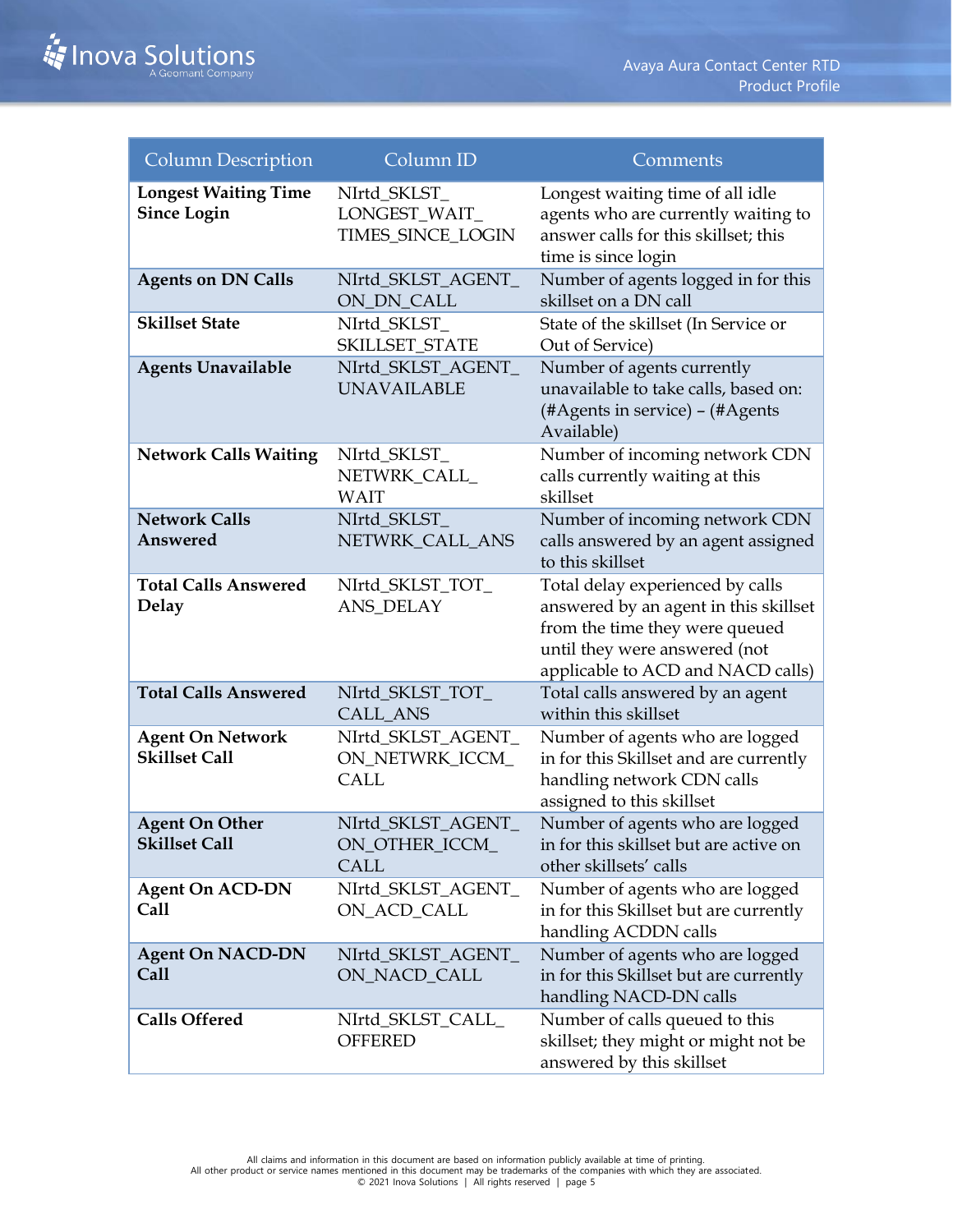| Column Description | Column ID | Comments |
| --- | --- | --- |
| **Longest Waiting Time Since Login** | NIrtd_SKLST_LONGEST_WAIT_TIMES_SINCE_LOGIN | Longest waiting time of all idle agents who are currently waiting to answer calls for this skillset; this time is since login |
| **Agents on DN Calls** | NIrtd_SKLST_AGENT_ON_DN_CALL | Number of agents logged in for this skillset on a DN call |
| **Skillset State** | NIrtd_SKLST_SKILLSET_STATE | State of the skillset (In Service or Out of Service) |
| **Agents Unavailable** | NIrtd_SKLST_AGENT_UNAVAILABLE | Number of agents currently unavailable to take calls, based on: (#Agents in service) – (#Agents Available) |
| **Network Calls Waiting** | NIrtd_SKLST_NETWRK_CALL_WAIT | Number of incoming network CDN calls currently waiting at this skillset |
| **Network Calls Answered** | NIrtd_SKLST_NETWRK_CALL_ANS | Number of incoming network CDN calls answered by an agent assigned to this skillset |
| **Total Calls Answered Delay** | NIrtd_SKLST_TOT_ANS_DELAY | Total delay experienced by calls answered by an agent in this skillset from the time they were queued until they were answered (not applicable to ACD and NACD calls) |
| **Total Calls Answered** | NIrtd_SKLST_TOT_CALL_ANS | Total calls answered by an agent within this skillset |
| **Agent On Network Skillset Call** | NIrtd_SKLST_AGENT_ON_NETWRK_ICCM_CALL | Number of agents who are logged in for this Skillset and are currently handling network CDN calls assigned to this skillset |
| **Agent On Other Skillset Call** | NIrtd_SKLST_AGENT_ON_OTHER_ICCM_CALL | Number of agents who are logged in for this skillset but are active on other skillsets' calls |
| **Agent On ACD-DN Call** | NIrtd_SKLST_AGENT_ON_ACD_CALL | Number of agents who are logged in for this Skillset but are currently handling ACDDN calls |
| **Agent On NACD-DN Call** | NIrtd_SKLST_AGENT_ON_NACD_CALL | Number of agents who are logged in for this Skillset but are currently handling NACD-DN calls |
| **Calls Offered** | NIrtd_SKLST_CALL_OFFERED | Number of calls queued to this skillset; they might or might not be answered by this skillset |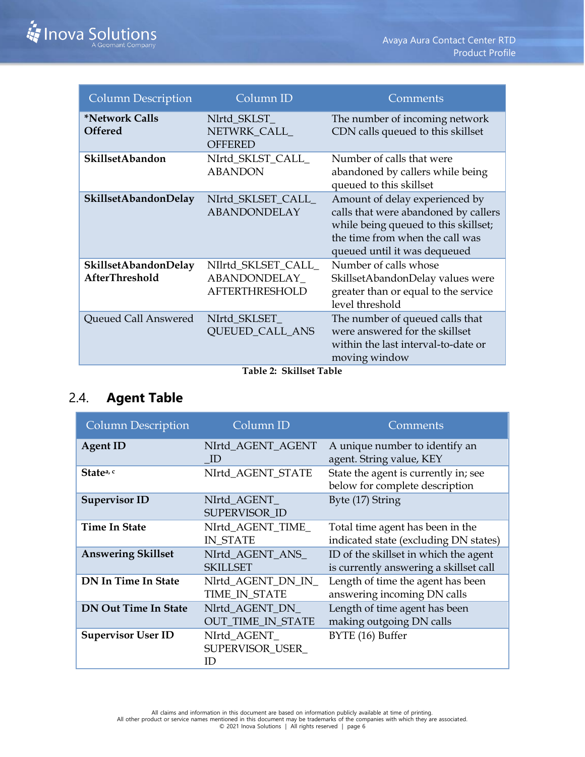| Column Description | Column ID | Comments |
|---|---|---|
| ***Network Calls Offered** | Nlrtd_SKLST_NETWRK_CALL_OFFERED | The number of incoming network CDN calls queued to this skillset |
| **SkillsetAbandon** | NIrtd_SKLST_CALL_ABANDON | Number of calls that were abandoned by callers while being queued to this skillset |
| **SkillsetAbandonDelay** | NIrtd_SKLSET_CALL_ABANDONDELAY | Amount of delay experienced by calls that were abandoned by callers while being queued to this skillset; the time from when the call was queued until it was dequeued |
| **SkillsetAbandonDelay AfterThreshold** | NIlrtd_SKLSET_CALL_ABANDONDELAY_AFTERTHRESHOLD | Number of calls whose SkillsetAbandonDelay values were greater than or equal to the service level threshold |
| Queued Call Answered | NIrtd_SKLSET_QUEUED_CALL_ANS | The number of queued calls that were answered for the skillset within the last interval-to-date or moving window |

**Table 2: Skillset Table**

## 2.4. Agent Table

| Column Description | Column ID | Comments |
|---|---|---|
| **Agent ID** | NIrtd_AGENT_AGENT_ID | A unique number to identify an agent. String value, KEY |
| **State**[a, c] | NIrtd_AGENT_STATE | State the agent is currently in; see below for complete description |
| **Supervisor ID** | NIrtd_AGENT_SUPERVISOR_ID | Byte (17) String |
| **Time In State** | NIrtd_AGENT_TIME_IN_STATE | Total time agent has been in the indicated state (excluding DN states) |
| **Answering Skillset** | NIrtd_AGENT_ANS_SKILLSET | ID of the skillset in which the agent is currently answering a skillset call |
| **DN In Time In State** | Nlrtd_AGENT_DN_IN_TIME_IN_STATE | Length of time the agent has been answering incoming DN calls |
| **DN Out Time In State** | Nlrtd_AGENT_DN_OUT_TIME_IN_STATE | Length of time agent has been making outgoing DN calls |
| **Supervisor User ID** | NIrtd_AGENT_SUPERVISOR_USER_ID | BYTE (16) Buffer |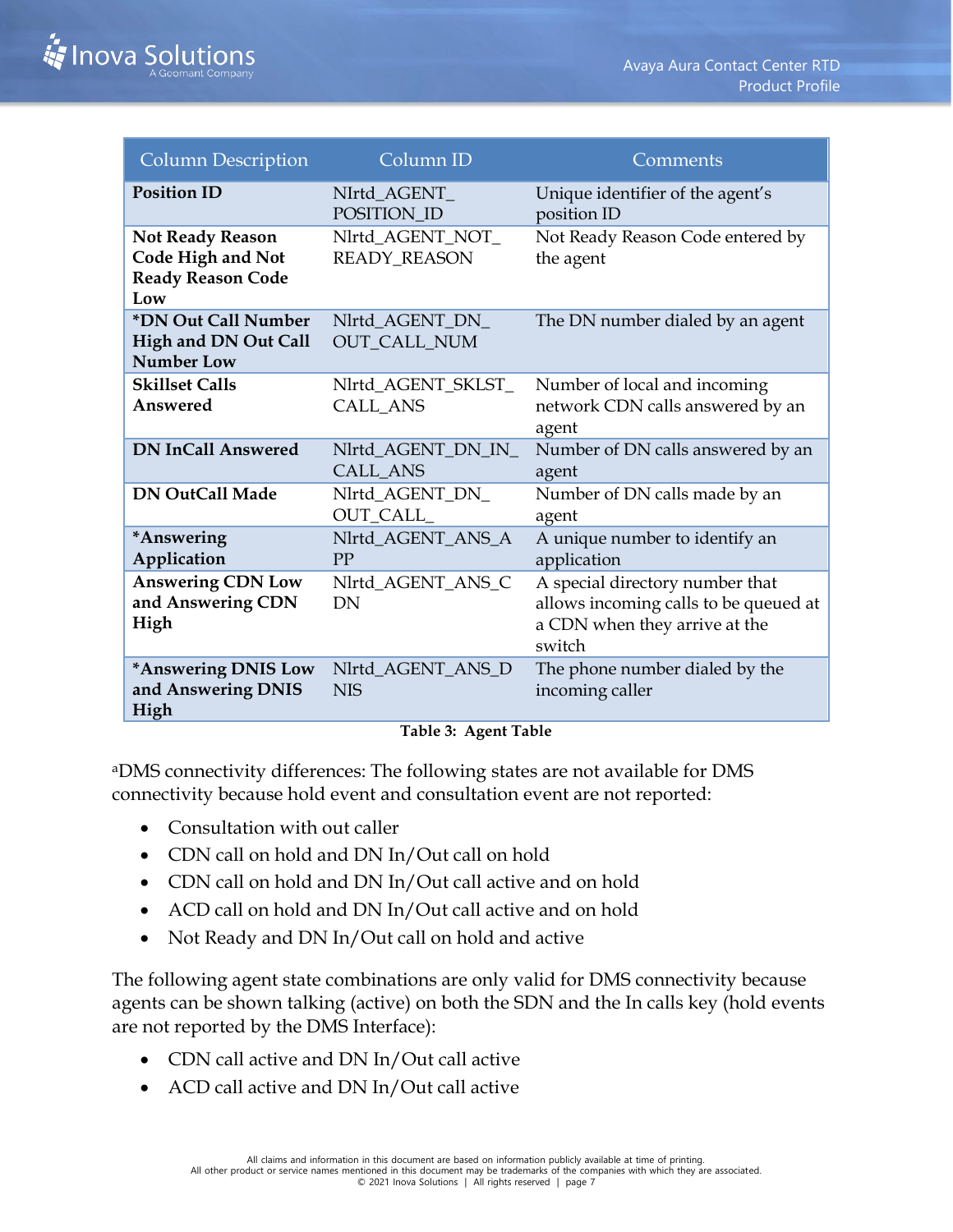| Column Description | Column ID | Comments |
|---|---|---|
| **Position ID** | NIrtd_AGENT_POSITION_ID | Unique identifier of the agent's position ID |
| **Not Ready Reason Code High and Not Ready Reason Code Low** | Nlrtd_AGENT_NOT_READY_REASON | Not Ready Reason Code entered by the agent |
| **\*DN Out Call Number High and DN Out Call Number Low** | Nlrtd_AGENT_DN_OUT_CALL_NUM | The DN number dialed by an agent |
| **Skillset Calls Answered** | Nlrtd_AGENT_SKLST_CALL_ANS | Number of local and incoming network CDN calls answered by an agent |
| **DN InCall Answered** | Nlrtd_AGENT_DN_IN_CALL_ANS | Number of DN calls answered by an agent |
| **DN OutCall Made** | Nlrtd_AGENT_DN_OUT_CALL_ | Number of DN calls made by an agent |
| **\*Answering Application** | Nlrtd_AGENT_ANS_APP | A unique number to identify an application |
| **Answering CDN Low and Answering CDN High** | Nlrtd_AGENT_ANS_CDN | A special directory number that allows incoming calls to be queued at a CDN when they arrive at the switch |
| **\*Answering DNIS Low and Answering DNIS High** | Nlrtd_AGENT_ANS_DNIS | The phone number dialed by the incoming caller |

**Table 3: Agent Table**

[a]DMS connectivity differences: The following states are not available for DMS connectivity because hold event and consultation event are not reported:

- Consultation with out caller
- CDN call on hold and DN In/Out call on hold
- CDN call on hold and DN In/Out call active and on hold
- ACD call on hold and DN In/Out call active and on hold
- Not Ready and DN In/Out call on hold and active

The following agent state combinations are only valid for DMS connectivity because agents can be shown talking (active) on both the SDN and the In calls key (hold events are not reported by the DMS Interface):

- CDN call active and DN In/Out call active
- ACD call active and DN In/Out call active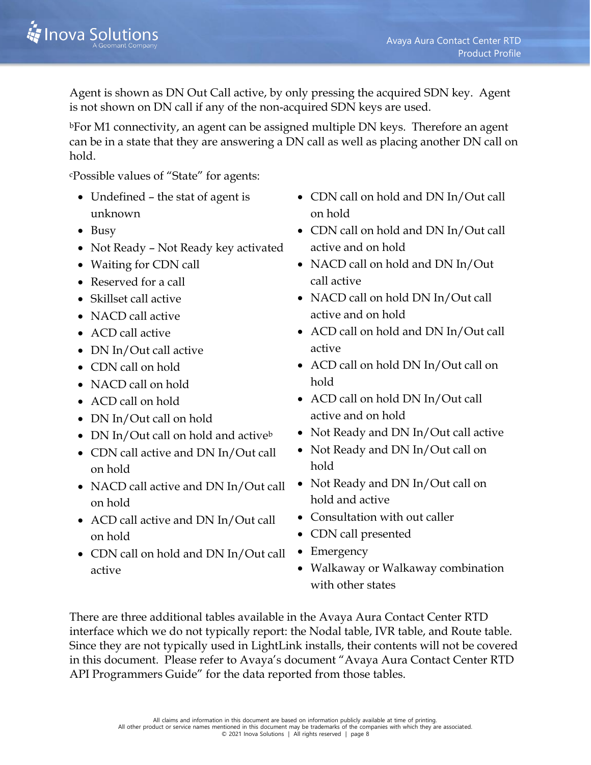Agent is shown as DN Out Call active, by only pressing the acquired SDN key.  Agent is not shown on DN call if any of the non-acquired SDN keys are used.

[b]For M1 connectivity, an agent can be assigned multiple DN keys.  Therefore an agent can be in a state that they are answering a DN call as well as placing another DN call on hold.

[c]Possible values of "State" for agents:

- Undefined – the stat of agent is unknown
- Busy
- Not Ready – Not Ready key activated
- Waiting for CDN call
- Reserved for a call
- Skillset call active
- NACD call active
- ACD call active
- DN In/Out call active
- CDN call on hold
- NACD call on hold
- ACD call on hold
- DN In/Out call on hold
- DN In/Out call on hold and active[b]
- CDN call active and DN In/Out call on hold
- NACD call active and DN In/Out call on hold
- ACD call active and DN In/Out call on hold
- CDN call on hold and DN In/Out call active
- CDN call on hold and DN In/Out call on hold
- CDN call on hold and DN In/Out call active and on hold
- NACD call on hold and DN In/Out call active
- NACD call on hold DN In/Out call active and on hold
- ACD call on hold and DN In/Out call active
- ACD call on hold DN In/Out call on hold
- ACD call on hold DN In/Out call active and on hold
- Not Ready and DN In/Out call active
- Not Ready and DN In/Out call on hold
- Not Ready and DN In/Out call on hold and active
- Consultation with out caller
- CDN call presented
- Emergency
- Walkaway or Walkaway combination with other states

There are three additional tables available in the Avaya Aura Contact Center RTD interface which we do not typically report: the Nodal table, IVR table, and Route table. Since they are not typically used in LightLink installs, their contents will not be covered in this document.  Please refer to Avaya's document "Avaya Aura Contact Center RTD API Programmers Guide" for the data reported from those tables.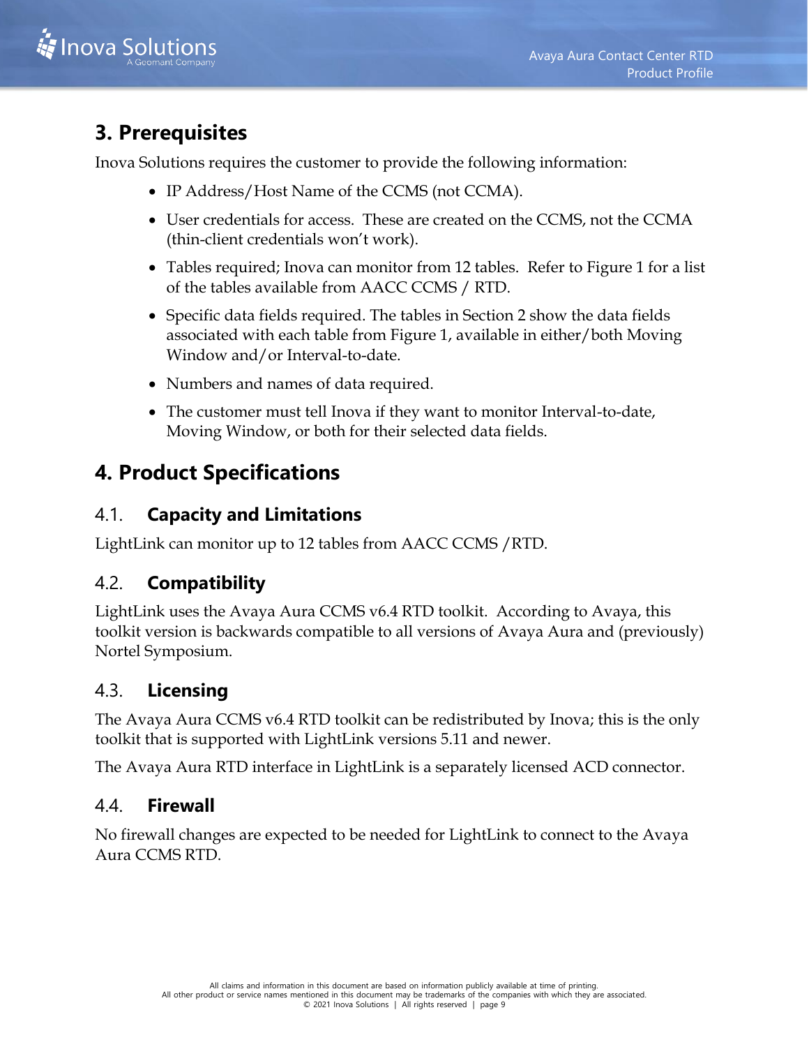# 3. Prerequisites

Inova Solutions requires the customer to provide the following information:

- IP Address/Host Name of the CCMS (not CCMA).
- User credentials for access. These are created on the CCMS, not the CCMA (thin-client credentials won't work).
- Tables required; Inova can monitor from 12 tables. Refer to Figure 1 for a list of the tables available from AACC CCMS / RTD.
- Specific data fields required. The tables in Section 2 show the data fields associated with each table from Figure 1, available in either/both Moving Window and/or Interval-to-date.
- Numbers and names of data required.
- The customer must tell Inova if they want to monitor Interval-to-date, Moving Window, or both for their selected data fields.

# 4. Product Specifications

## 4.1. Capacity and Limitations

LightLink can monitor up to 12 tables from AACC CCMS /RTD.

## 4.2. Compatibility

LightLink uses the Avaya Aura CCMS v6.4 RTD toolkit. According to Avaya, this toolkit version is backwards compatible to all versions of Avaya Aura and (previously) Nortel Symposium.

## 4.3. Licensing

The Avaya Aura CCMS v6.4 RTD toolkit can be redistributed by Inova; this is the only toolkit that is supported with LightLink versions 5.11 and newer.

The Avaya Aura RTD interface in LightLink is a separately licensed ACD connector.

## 4.4. Firewall

No firewall changes are expected to be needed for LightLink to connect to the Avaya Aura CCMS RTD.